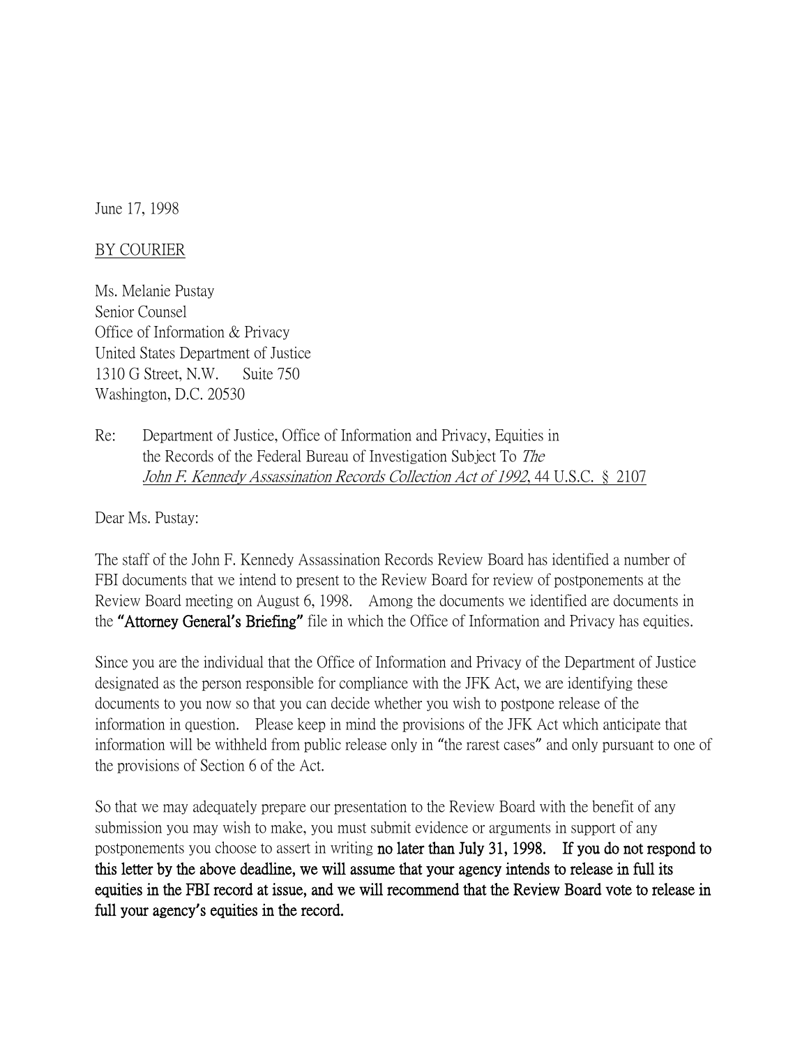June 17, 1998

BY COURIER

Ms. Melanie Pustay
Senior Counsel
Office of Information & Privacy
United States Department of Justice
1310 G Street, N.W. Suite 750
Washington, D.C. 20530

Re: Department of Justice, Office of Information and Privacy, Equities in the Records of the Federal Bureau of Investigation Subject To *The John F. Kennedy Assassination Records Collection Act of 1992*, 44 U.S.C. § 2107

Dear Ms. Pustay:

The staff of the John F. Kennedy Assassination Records Review Board has identified a number of FBI documents that we intend to present to the Review Board for review of postponements at the Review Board meeting on August 6, 1998. Among the documents we identified are documents in the **"Attorney General's Briefing"** file in which the Office of Information and Privacy has equities.

Since you are the individual that the Office of Information and Privacy of the Department of Justice designated as the person responsible for compliance with the JFK Act, we are identifying these documents to you now so that you can decide whether you wish to postpone release of the information in question. Please keep in mind the provisions of the JFK Act which anticipate that information will be withheld from public release only in "the rarest cases" and only pursuant to one of the provisions of Section 6 of the Act.

So that we may adequately prepare our presentation to the Review Board with the benefit of any submission you may wish to make, you must submit evidence or arguments in support of any postponements you choose to assert in writing **no later than July 31, 1998. If you do not respond to this letter by the above deadline, we will assume that your agency intends to release in full its equities in the FBI record at issue, and we will recommend that the Review Board vote to release in full your agency's equities in the record.**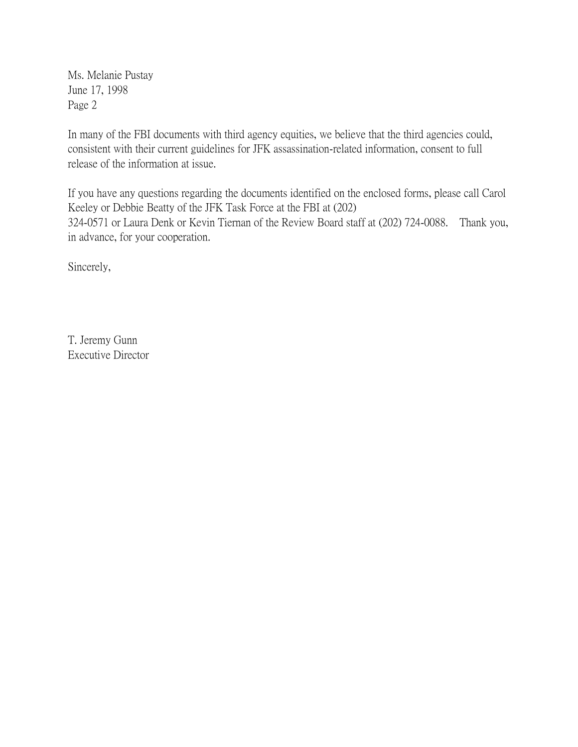Ms. Melanie Pustay
June 17, 1998
Page 2

In many of the FBI documents with third agency equities, we believe that the third agencies could, consistent with their current guidelines for JFK assassination-related information, consent to full release of the information at issue.

If you have any questions regarding the documents identified on the enclosed forms, please call Carol Keeley or Debbie Beatty of the JFK Task Force at the FBI at (202) 324-0571 or Laura Denk or Kevin Tiernan of the Review Board staff at (202) 724-0088. Thank you, in advance, for your cooperation.

Sincerely,

T. Jeremy Gunn
Executive Director